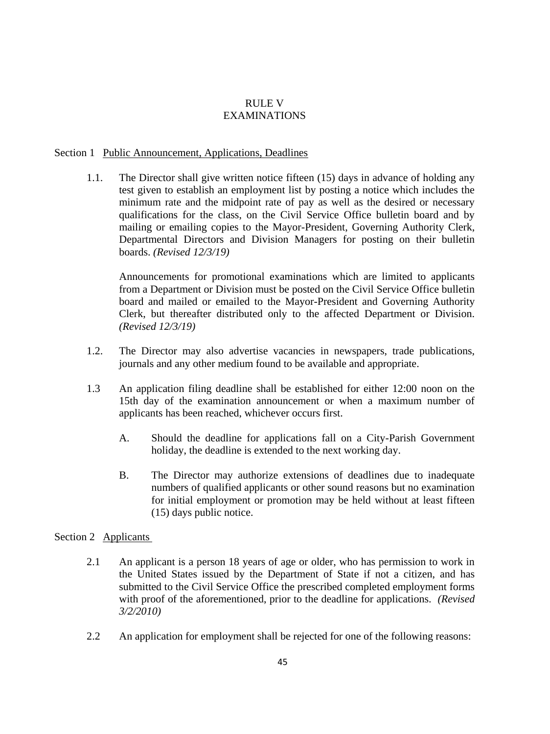# RULE V
# EXAMINATIONS

## Section 1 Public Announcement, Applications, Deadlines

1.1. The Director shall give written notice fifteen (15) days in advance of holding any test given to establish an employment list by posting a notice which includes the minimum rate and the midpoint rate of pay as well as the desired or necessary qualifications for the class, on the Civil Service Office bulletin board and by mailing or emailing copies to the Mayor-President, Governing Authority Clerk, Departmental Directors and Division Managers for posting on their bulletin boards. *(Revised 12/3/19)*

Announcements for promotional examinations which are limited to applicants from a Department or Division must be posted on the Civil Service Office bulletin board and mailed or emailed to the Mayor-President and Governing Authority Clerk, but thereafter distributed only to the affected Department or Division. *(Revised 12/3/19)*

1.2. The Director may also advertise vacancies in newspapers, trade publications, journals and any other medium found to be available and appropriate.

1.3 An application filing deadline shall be established for either 12:00 noon on the 15th day of the examination announcement or when a maximum number of applicants has been reached, whichever occurs first.

A. Should the deadline for applications fall on a City-Parish Government holiday, the deadline is extended to the next working day.

B. The Director may authorize extensions of deadlines due to inadequate numbers of qualified applicants or other sound reasons but no examination for initial employment or promotion may be held without at least fifteen (15) days public notice.

## Section 2 Applicants

2.1 An applicant is a person 18 years of age or older, who has permission to work in the United States issued by the Department of State if not a citizen, and has submitted to the Civil Service Office the prescribed completed employment forms with proof of the aforementioned, prior to the deadline for applications. *(Revised 3/2/2010)*

2.2 An application for employment shall be rejected for one of the following reasons: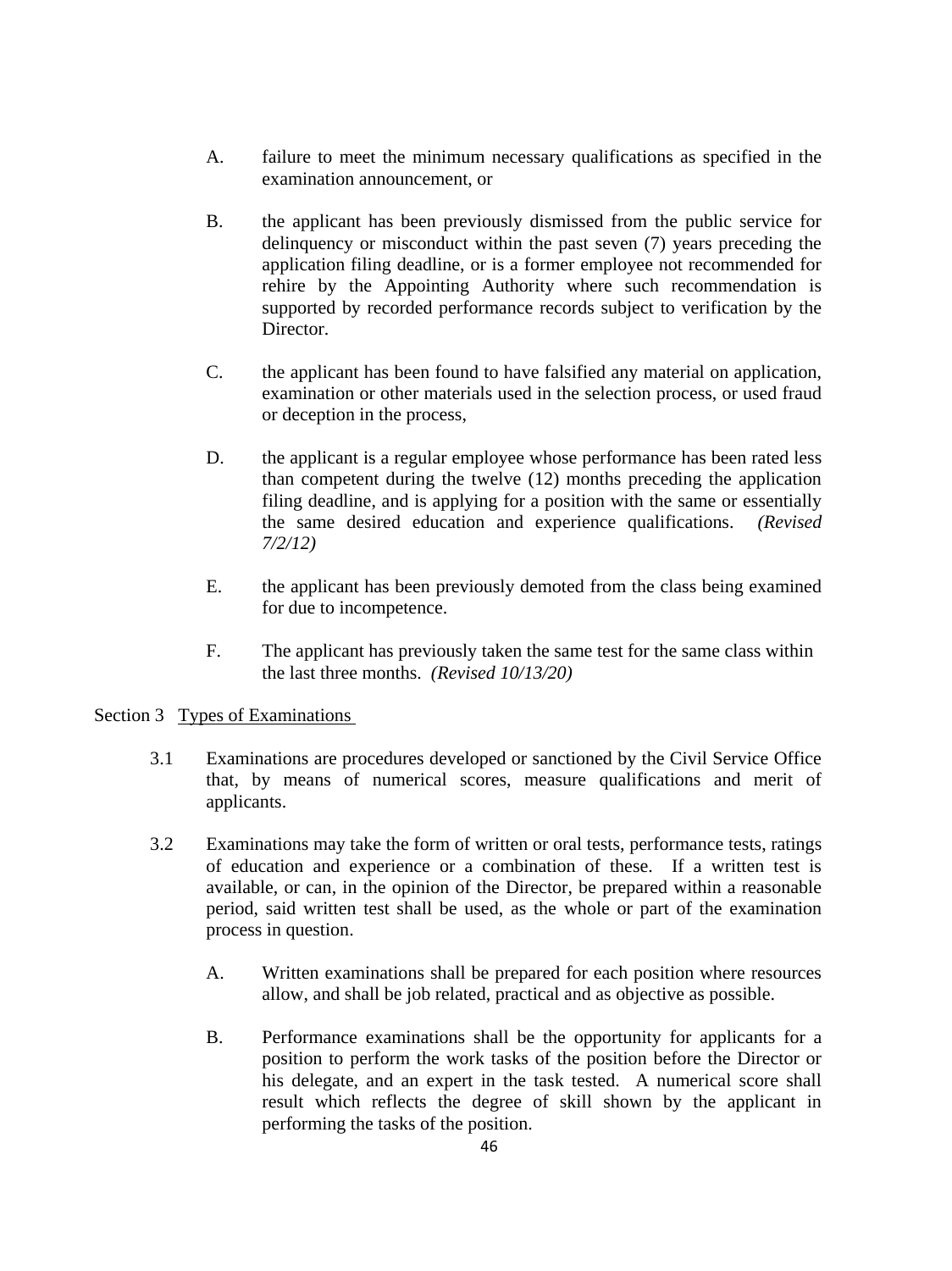A. failure to meet the minimum necessary qualifications as specified in the examination announcement, or

B. the applicant has been previously dismissed from the public service for delinquency or misconduct within the past seven (7) years preceding the application filing deadline, or is a former employee not recommended for rehire by the Appointing Authority where such recommendation is supported by recorded performance records subject to verification by the Director.

C. the applicant has been found to have falsified any material on application, examination or other materials used in the selection process, or used fraud or deception in the process,

D. the applicant is a regular employee whose performance has been rated less than competent during the twelve (12) months preceding the application filing deadline, and is applying for a position with the same or essentially the same desired education and experience qualifications. *(Revised 7/2/12)*

E. the applicant has been previously demoted from the class being examined for due to incompetence.

F. The applicant has previously taken the same test for the same class within the last three months. *(Revised 10/13/20)*

Section 3 <u>Types of Examinations</u>

3.1 Examinations are procedures developed or sanctioned by the Civil Service Office that, by means of numerical scores, measure qualifications and merit of applicants.

3.2 Examinations may take the form of written or oral tests, performance tests, ratings of education and experience or a combination of these. If a written test is available, or can, in the opinion of the Director, be prepared within a reasonable period, said written test shall be used, as the whole or part of the examination process in question.

A. Written examinations shall be prepared for each position where resources allow, and shall be job related, practical and as objective as possible.

B. Performance examinations shall be the opportunity for applicants for a position to perform the work tasks of the position before the Director or his delegate, and an expert in the task tested. A numerical score shall result which reflects the degree of skill shown by the applicant in performing the tasks of the position.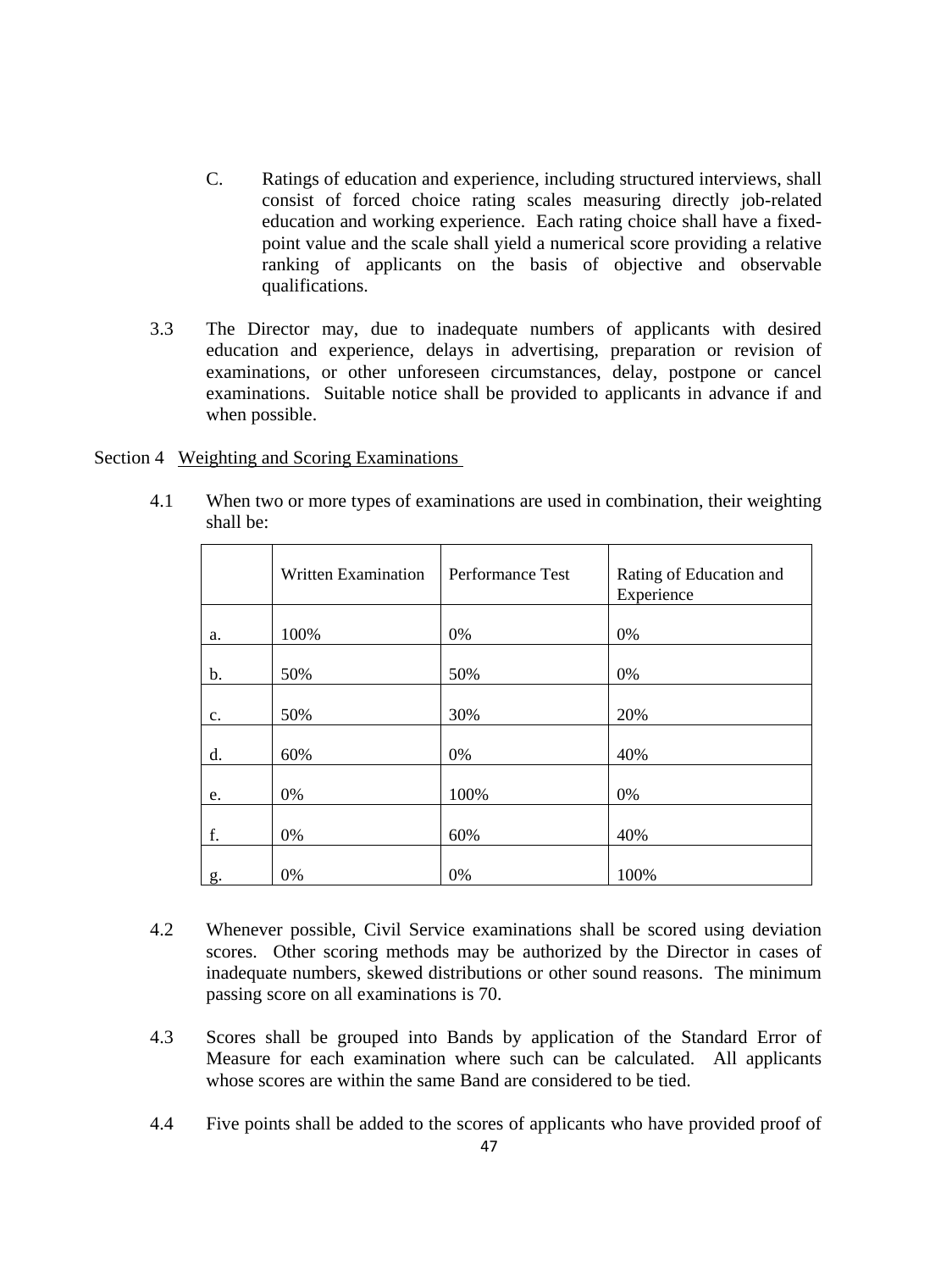C. Ratings of education and experience, including structured interviews, shall consist of forced choice rating scales measuring directly job-related education and working experience. Each rating choice shall have a fixed-point value and the scale shall yield a numerical score providing a relative ranking of applicants on the basis of objective and observable qualifications.

3.3 The Director may, due to inadequate numbers of applicants with desired education and experience, delays in advertising, preparation or revision of examinations, or other unforeseen circumstances, delay, postpone or cancel examinations. Suitable notice shall be provided to applicants in advance if and when possible.

Section 4 Weighting and Scoring Examinations

4.1 When two or more types of examinations are used in combination, their weighting shall be:

| | Written Examination | Performance Test | Rating of Education and Experience |
|---|---|---|---|
| a. | 100% | 0% | 0% |
| b. | 50% | 50% | 0% |
| c. | 50% | 30% | 20% |
| d. | 60% | 0% | 40% |
| e. | 0% | 100% | 0% |
| f. | 0% | 60% | 40% |
| g. | 0% | 0% | 100% |

4.2 Whenever possible, Civil Service examinations shall be scored using deviation scores. Other scoring methods may be authorized by the Director in cases of inadequate numbers, skewed distributions or other sound reasons. The minimum passing score on all examinations is 70.

4.3 Scores shall be grouped into Bands by application of the Standard Error of Measure for each examination where such can be calculated. All applicants whose scores are within the same Band are considered to be tied.

4.4 Five points shall be added to the scores of applicants who have provided proof of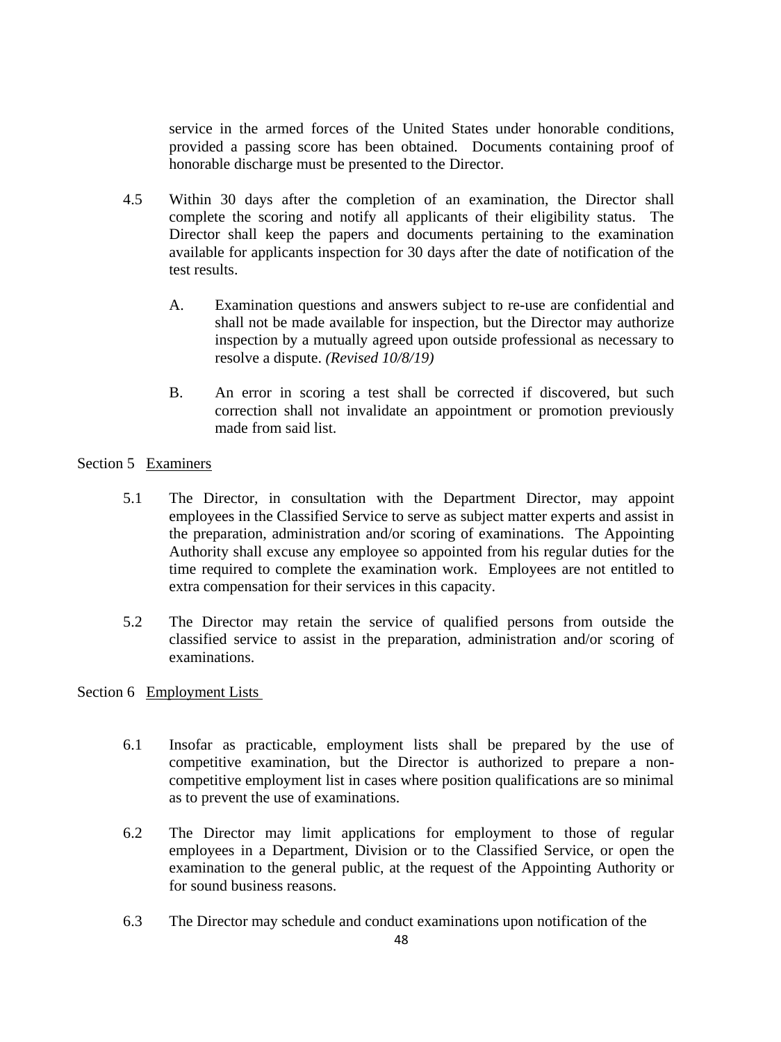service in the armed forces of the United States under honorable conditions, provided a passing score has been obtained. Documents containing proof of honorable discharge must be presented to the Director.

4.5 Within 30 days after the completion of an examination, the Director shall complete the scoring and notify all applicants of their eligibility status. The Director shall keep the papers and documents pertaining to the examination available for applicants inspection for 30 days after the date of notification of the test results.

A. Examination questions and answers subject to re-use are confidential and shall not be made available for inspection, but the Director may authorize inspection by a mutually agreed upon outside professional as necessary to resolve a dispute. *(Revised 10/8/19)*

B. An error in scoring a test shall be corrected if discovered, but such correction shall not invalidate an appointment or promotion previously made from said list.

Section 5 Examiners

5.1 The Director, in consultation with the Department Director, may appoint employees in the Classified Service to serve as subject matter experts and assist in the preparation, administration and/or scoring of examinations. The Appointing Authority shall excuse any employee so appointed from his regular duties for the time required to complete the examination work. Employees are not entitled to extra compensation for their services in this capacity.

5.2 The Director may retain the service of qualified persons from outside the classified service to assist in the preparation, administration and/or scoring of examinations.

Section 6 Employment Lists

6.1 Insofar as practicable, employment lists shall be prepared by the use of competitive examination, but the Director is authorized to prepare a non-competitive employment list in cases where position qualifications are so minimal as to prevent the use of examinations.

6.2 The Director may limit applications for employment to those of regular employees in a Department, Division or to the Classified Service, or open the examination to the general public, at the request of the Appointing Authority or for sound business reasons.

6.3 The Director may schedule and conduct examinations upon notification of the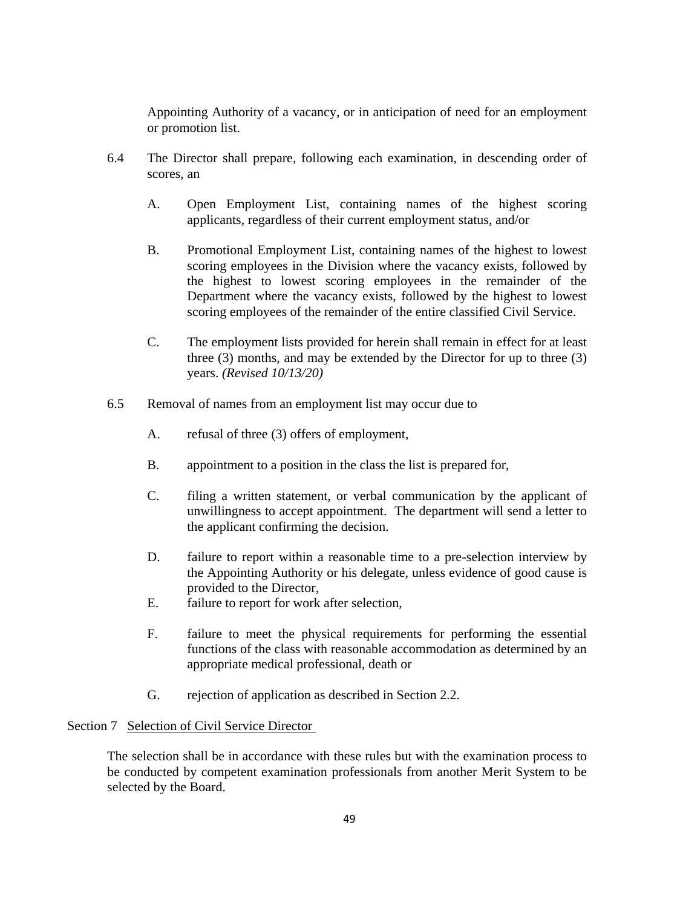Appointing Authority of a vacancy, or in anticipation of need for an employment or promotion list.

6.4 The Director shall prepare, following each examination, in descending order of scores, an

A. Open Employment List, containing names of the highest scoring applicants, regardless of their current employment status, and/or

B. Promotional Employment List, containing names of the highest to lowest scoring employees in the Division where the vacancy exists, followed by the highest to lowest scoring employees in the remainder of the Department where the vacancy exists, followed by the highest to lowest scoring employees of the remainder of the entire classified Civil Service.

C. The employment lists provided for herein shall remain in effect for at least three (3) months, and may be extended by the Director for up to three (3) years. *(Revised 10/13/20)*

6.5 Removal of names from an employment list may occur due to

A. refusal of three (3) offers of employment,

B. appointment to a position in the class the list is prepared for,

C. filing a written statement, or verbal communication by the applicant of unwillingness to accept appointment. The department will send a letter to the applicant confirming the decision.

D. failure to report within a reasonable time to a pre-selection interview by the Appointing Authority or his delegate, unless evidence of good cause is provided to the Director,

E. failure to report for work after selection,

F. failure to meet the physical requirements for performing the essential functions of the class with reasonable accommodation as determined by an appropriate medical professional, death or

G. rejection of application as described in Section 2.2.

Section 7 Selection of Civil Service Director

The selection shall be in accordance with these rules but with the examination process to be conducted by competent examination professionals from another Merit System to be selected by the Board.